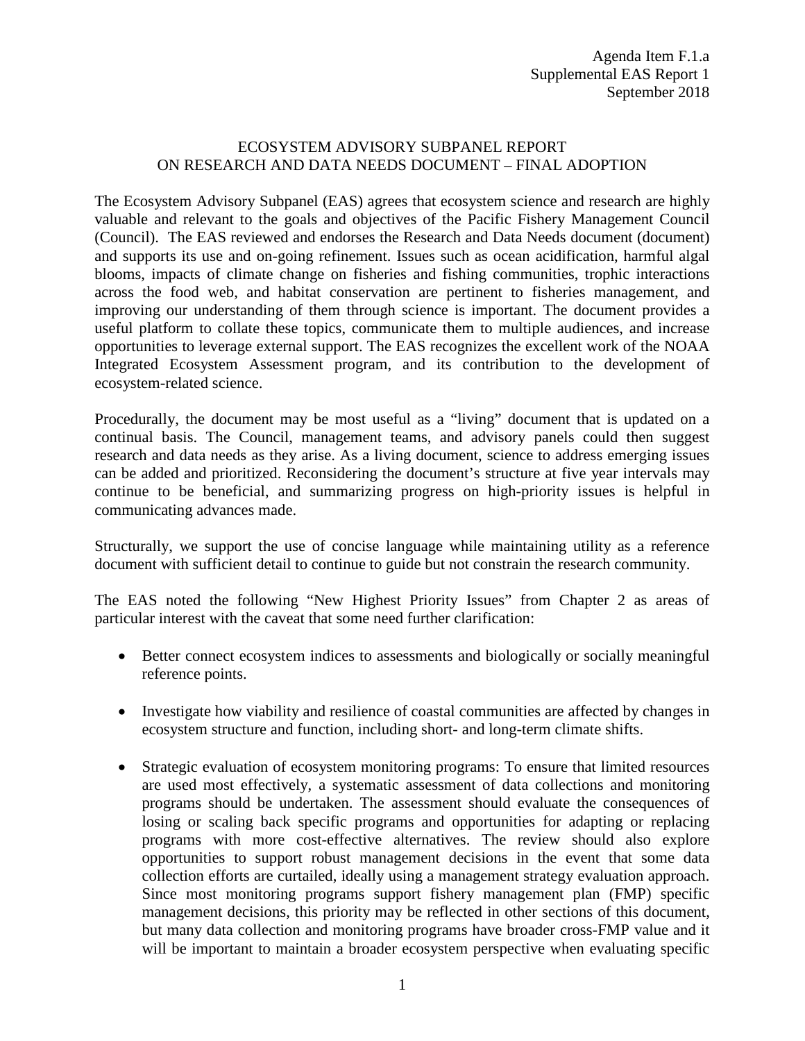Agenda Item F.1.a
Supplemental EAS Report 1
September 2018

# ECOSYSTEM ADVISORY SUBPANEL REPORT ON RESEARCH AND DATA NEEDS DOCUMENT – FINAL ADOPTION

The Ecosystem Advisory Subpanel (EAS) agrees that ecosystem science and research are highly valuable and relevant to the goals and objectives of the Pacific Fishery Management Council (Council). The EAS reviewed and endorses the Research and Data Needs document (document) and supports its use and on-going refinement. Issues such as ocean acidification, harmful algal blooms, impacts of climate change on fisheries and fishing communities, trophic interactions across the food web, and habitat conservation are pertinent to fisheries management, and improving our understanding of them through science is important. The document provides a useful platform to collate these topics, communicate them to multiple audiences, and increase opportunities to leverage external support. The EAS recognizes the excellent work of the NOAA Integrated Ecosystem Assessment program, and its contribution to the development of ecosystem-related science.

Procedurally, the document may be most useful as a "living" document that is updated on a continual basis. The Council, management teams, and advisory panels could then suggest research and data needs as they arise. As a living document, science to address emerging issues can be added and prioritized. Reconsidering the document's structure at five year intervals may continue to be beneficial, and summarizing progress on high-priority issues is helpful in communicating advances made.

Structurally, we support the use of concise language while maintaining utility as a reference document with sufficient detail to continue to guide but not constrain the research community.

The EAS noted the following "New Highest Priority Issues" from Chapter 2 as areas of particular interest with the caveat that some need further clarification:

- Better connect ecosystem indices to assessments and biologically or socially meaningful reference points.

- Investigate how viability and resilience of coastal communities are affected by changes in ecosystem structure and function, including short- and long-term climate shifts.

- Strategic evaluation of ecosystem monitoring programs: To ensure that limited resources are used most effectively, a systematic assessment of data collections and monitoring programs should be undertaken. The assessment should evaluate the consequences of losing or scaling back specific programs and opportunities for adapting or replacing programs with more cost-effective alternatives. The review should also explore opportunities to support robust management decisions in the event that some data collection efforts are curtailed, ideally using a management strategy evaluation approach. Since most monitoring programs support fishery management plan (FMP) specific management decisions, this priority may be reflected in other sections of this document, but many data collection and monitoring programs have broader cross-FMP value and it will be important to maintain a broader ecosystem perspective when evaluating specific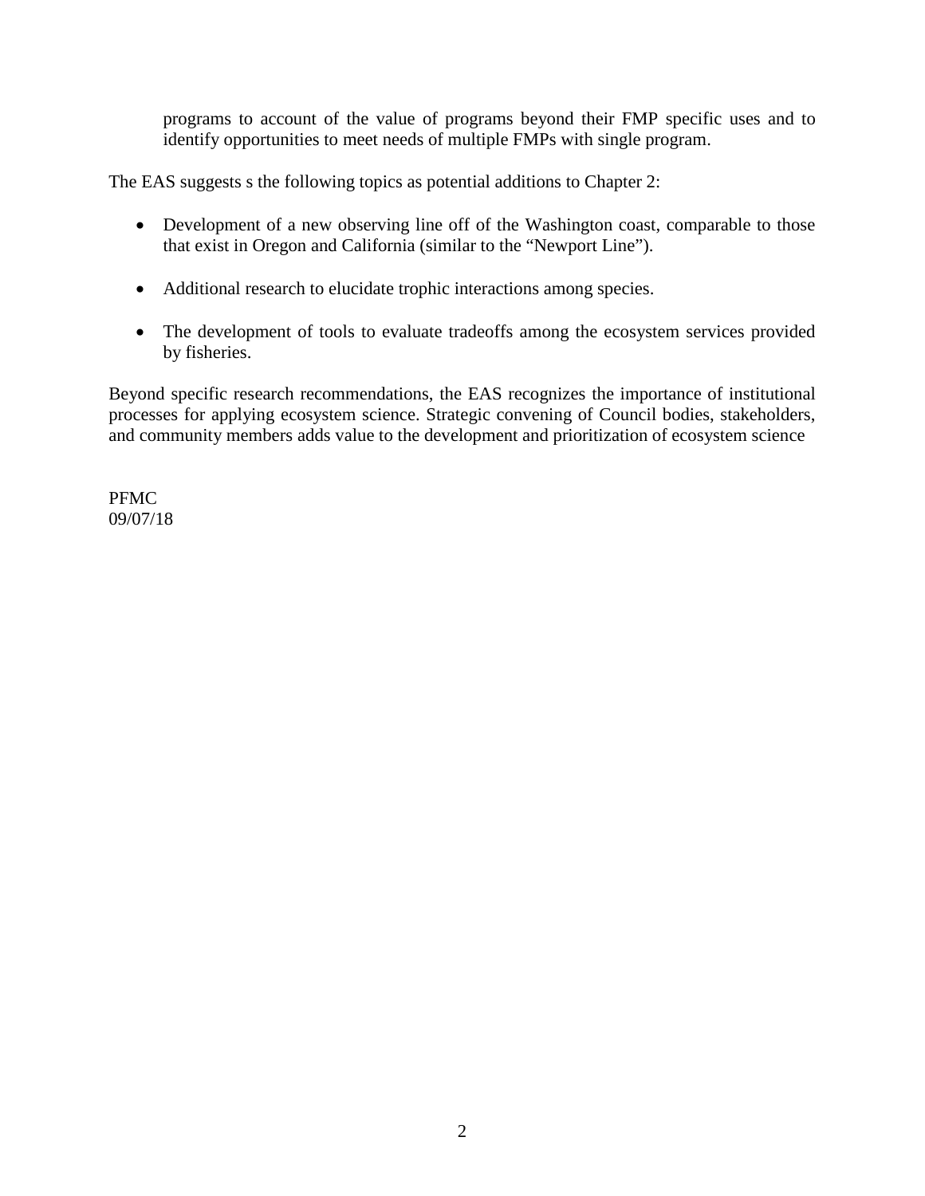programs to account of the value of programs beyond their FMP specific uses and to identify opportunities to meet needs of multiple FMPs with single program.

The EAS suggests s the following topics as potential additions to Chapter 2:

- Development of a new observing line off of the Washington coast, comparable to those that exist in Oregon and California (similar to the "Newport Line").

- Additional research to elucidate trophic interactions among species.

- The development of tools to evaluate tradeoffs among the ecosystem services provided by fisheries.

Beyond specific research recommendations, the EAS recognizes the importance of institutional processes for applying ecosystem science. Strategic convening of Council bodies, stakeholders, and community members adds value to the development and prioritization of ecosystem science

PFMC
09/07/18